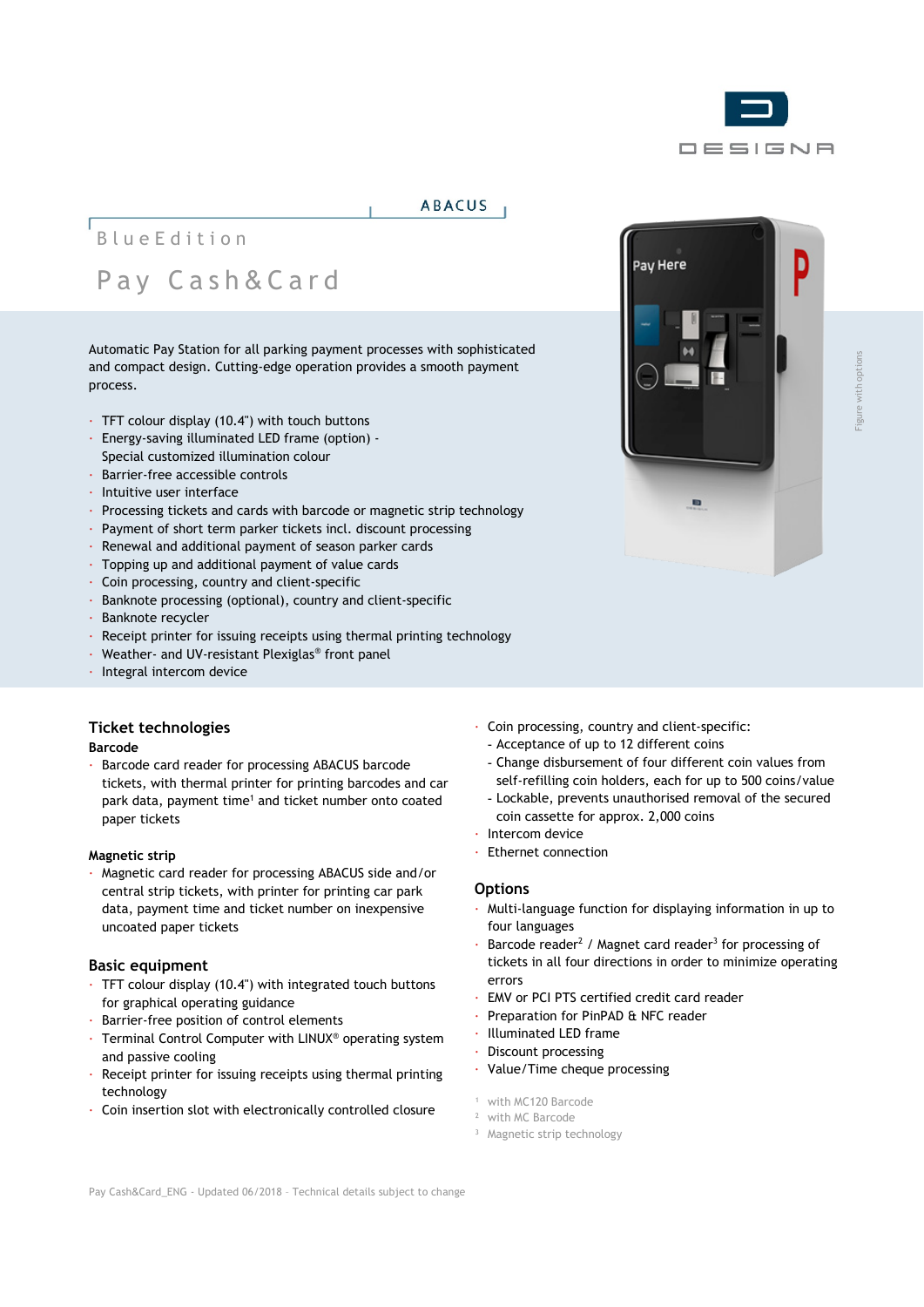DESIGNA

ABACUS

BlueEdition

# Pay Cash&Card

Automatic Pay Station for all parking payment processes with sophisticated and compact design. Cutting-edge operation provides a smooth payment process.

- TFT colour display (10.4") with touch buttons
- Energy-saving illuminated LED frame (option) - Special customized illumination colour
- Barrier-free accessible controls
- Intuitive user interface
- Processing tickets and cards with barcode or magnetic strip technology
- Payment of short term parker tickets incl. discount processing
- Renewal and additional payment of season parker cards
- Topping up and additional payment of value cards
- Coin processing, country and client-specific
- Banknote processing (optional), country and client-specific
- Banknote recycler
- Receipt printer for issuing receipts using thermal printing technology
- Weather- and UV-resistant Plexiglas® front panel
- Integral intercom device

Figure with options

## Ticket technologies

**Barcode**

- Barcode card reader for processing ABACUS barcode tickets, with thermal printer for printing barcodes and car park data, payment time[1] and ticket number onto coated paper tickets

**Magnetic strip**

- Magnetic card reader for processing ABACUS side and/or central strip tickets, with printer for printing car park data, payment time and ticket number on inexpensive uncoated paper tickets

## Basic equipment

- TFT colour display (10.4") with integrated touch buttons for graphical operating guidance
- Barrier-free position of control elements
- Terminal Control Computer with LINUX® operating system and passive cooling
- Receipt printer for issuing receipts using thermal printing technology
- Coin insertion slot with electronically controlled closure
- Coin processing, country and client-specific:
  - Acceptance of up to 12 different coins
  - Change disbursement of four different coin values from self-refilling coin holders, each for up to 500 coins/value
  - Lockable, prevents unauthorised removal of the secured coin cassette for approx. 2,000 coins
- Intercom device
- Ethernet connection

## Options

- Multi-language function for displaying information in up to four languages
- Barcode reader[2] / Magnet card reader[3] for processing of tickets in all four directions in order to minimize operating errors
- EMV or PCI PTS certified credit card reader
- Preparation for PinPAD & NFC reader
- Illuminated LED frame
- Discount processing
- Value/Time cheque processing

[1] with MC120 Barcode
[2] with MC Barcode
[3] Magnetic strip technology

Pay Cash&Card_ENG - Updated 06/2018 - Technical details subject to change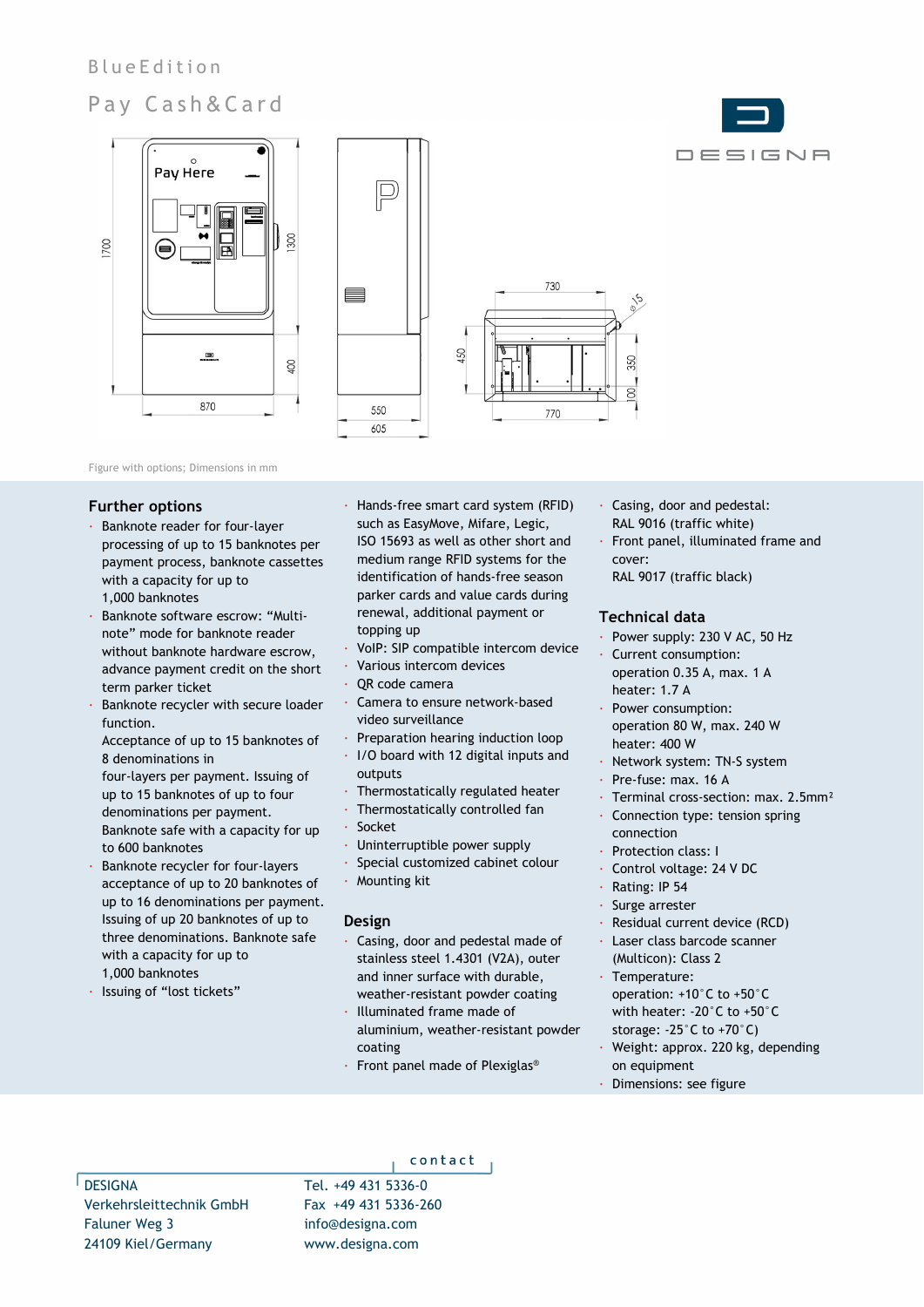BlueEdition

Pay Cash&Card

DESIGNA

Pay Here

P

1700

1300

400

870

550

605

730

ø15

450

350

100

770

Figure with options; Dimensions in mm

## Further options

- Banknote reader for four-layer processing of up to 15 banknotes per payment process, banknote cassettes with a capacity for up to 1,000 banknotes
- Banknote software escrow: “Multi-note” mode for banknote reader without banknote hardware escrow, advance payment credit on the short term parker ticket
- Banknote recycler with secure loader function.
  Acceptance of up to 15 banknotes of 8 denominations in four-layers per payment. Issuing of up to 15 banknotes of up to four denominations per payment.
  Banknote safe with a capacity for up to 600 banknotes
- Banknote recycler for four-layers acceptance of up to 20 banknotes of up to 16 denominations per payment. Issuing of up 20 banknotes of up to three denominations. Banknote safe with a capacity for up to 1,000 banknotes
- Issuing of “lost tickets”
- Hands-free smart card system (RFID) such as EasyMove, Mifare, Legic, ISO 15693 as well as other short and medium range RFID systems for the identification of hands-free season parker cards and value cards during renewal, additional payment or topping up
- VoIP: SIP compatible intercom device
- Various intercom devices
- QR code camera
- Camera to ensure network-based video surveillance
- Preparation hearing induction loop
- I/O board with 12 digital inputs and outputs
- Thermostatically regulated heater
- Thermostatically controlled fan
- Socket
- Uninterruptible power supply
- Special customized cabinet colour
- Mounting kit

## Design

- Casing, door and pedestal made of stainless steel 1.4301 (V2A), outer and inner surface with durable, weather-resistant powder coating
- Illuminated frame made of aluminium, weather-resistant powder coating
- Front panel made of Plexiglas®
- Casing, door and pedestal: RAL 9016 (traffic white)
- Front panel, illuminated frame and cover: RAL 9017 (traffic black)

## Technical data

- Power supply: 230 V AC, 50 Hz
- Current consumption: operation 0.35 A, max. 1 A heater: 1.7 A
- Power consumption: operation 80 W, max. 240 W heater: 400 W
- Network system: TN-S system
- Pre-fuse: max. 16 A
- Terminal cross-section: max. 2.5mm²
- Connection type: tension spring connection
- Protection class: I
- Control voltage: 24 V DC
- Rating: IP 54
- Surge arrester
- Residual current device (RCD)
- Laser class barcode scanner (Multicon): Class 2
- Temperature: operation: +10°C to +50°C with heater: -20°C to +50°C storage: -25°C to +70°C)
- Weight: approx. 220 kg, depending on equipment
- Dimensions: see figure

contact

DESIGNA
Verkehrsleittechnik GmbH
Faluner Weg 3
24109 Kiel/Germany

Tel. +49 431 5336-0
Fax +49 431 5336-260
info@designa.com
www.designa.com